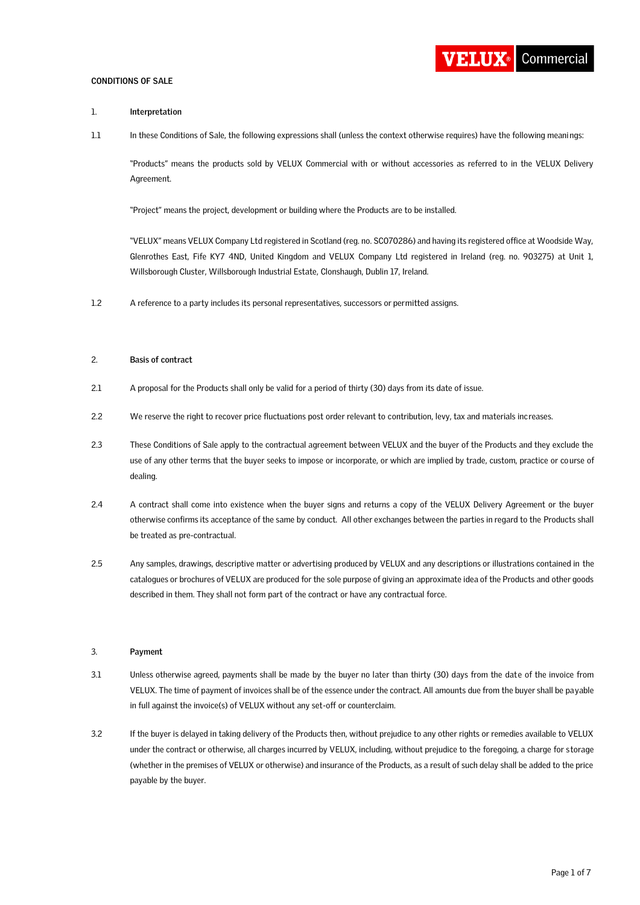# CONDITIONS OF SALE

## 1. Interpretation

1.1 In these Conditions of Sale, the following expressions shall (unless the context otherwise requires) have the following meanings:

"Products" means the products sold by VELUX Commercial with or without accessories as referred to in the VELUX Delivery Agreement.

"Project" means the project, development or building where the Products are to be installed.

"VELUX" means VELUX Company Ltd registered in Scotland (reg. no. SC070286) and having its registered office at Woodside Way, Glenrothes East, Fife KY7 4ND, United Kingdom and VELUX Company Ltd registered in Ireland (reg. no. 903275) at Unit 1, Willsborough Cluster, Willsborough Industrial Estate, Clonshaugh, Dublin 17, Ireland.

1.2 A reference to a party includes its personal representatives, successors or permitted assigns.

## 2. Basis of contract

2.1 A proposal for the Products shall only be valid for a period of thirty (30) days from its date of issue.

2.2 We reserve the right to recover price fluctuations post order relevant to contribution, levy, tax and materials increases.

2.3 These Conditions of Sale apply to the contractual agreement between VELUX and the buyer of the Products and they exclude the use of any other terms that the buyer seeks to impose or incorporate, or which are implied by trade, custom, practice or course of dealing.

2.4 A contract shall come into existence when the buyer signs and returns a copy of the VELUX Delivery Agreement or the buyer otherwise confirms its acceptance of the same by conduct. All other exchanges between the parties in regard to the Products shall be treated as pre-contractual.

2.5 Any samples, drawings, descriptive matter or advertising produced by VELUX and any descriptions or illustrations contained in the catalogues or brochures of VELUX are produced for the sole purpose of giving an approximate idea of the Products and other goods described in them. They shall not form part of the contract or have any contractual force.

## 3. Payment

3.1 Unless otherwise agreed, payments shall be made by the buyer no later than thirty (30) days from the date of the invoice from VELUX. The time of payment of invoices shall be of the essence under the contract. All amounts due from the buyer shall be payable in full against the invoice(s) of VELUX without any set-off or counterclaim.

3.2 If the buyer is delayed in taking delivery of the Products then, without prejudice to any other rights or remedies available to VELUX under the contract or otherwise, all charges incurred by VELUX, including, without prejudice to the foregoing, a charge for storage (whether in the premises of VELUX or otherwise) and insurance of the Products, as a result of such delay shall be added to the price payable by the buyer.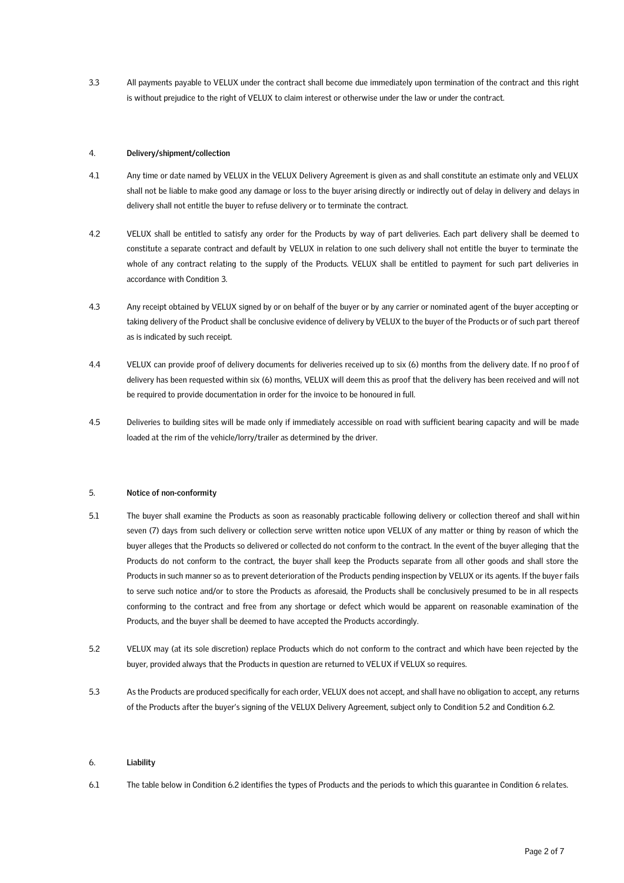3.3 All payments payable to VELUX under the contract shall become due immediately upon termination of the contract and this right is without prejudice to the right of VELUX to claim interest or otherwise under the law or under the contract.

## 4. Delivery/shipment/collection

4.1 Any time or date named by VELUX in the VELUX Delivery Agreement is given as and shall constitute an estimate only and VELUX shall not be liable to make good any damage or loss to the buyer arising directly or indirectly out of delay in delivery and delays in delivery shall not entitle the buyer to refuse delivery or to terminate the contract.

4.2 VELUX shall be entitled to satisfy any order for the Products by way of part deliveries. Each part delivery shall be deemed to constitute a separate contract and default by VELUX in relation to one such delivery shall not entitle the buyer to terminate the whole of any contract relating to the supply of the Products. VELUX shall be entitled to payment for such part deliveries in accordance with Condition 3.

4.3 Any receipt obtained by VELUX signed by or on behalf of the buyer or by any carrier or nominated agent of the buyer accepting or taking delivery of the Product shall be conclusive evidence of delivery by VELUX to the buyer of the Products or of such part thereof as is indicated by such receipt.

4.4 VELUX can provide proof of delivery documents for deliveries received up to six (6) months from the delivery date. If no proof of delivery has been requested within six (6) months, VELUX will deem this as proof that the delivery has been received and will not be required to provide documentation in order for the invoice to be honoured in full.

4.5 Deliveries to building sites will be made only if immediately accessible on road with sufficient bearing capacity and will be made loaded at the rim of the vehicle/lorry/trailer as determined by the driver.

## 5. Notice of non-conformity

5.1 The buyer shall examine the Products as soon as reasonably practicable following delivery or collection thereof and shall within seven (7) days from such delivery or collection serve written notice upon VELUX of any matter or thing by reason of which the buyer alleges that the Products so delivered or collected do not conform to the contract. In the event of the buyer alleging that the Products do not conform to the contract, the buyer shall keep the Products separate from all other goods and shall store the Products in such manner so as to prevent deterioration of the Products pending inspection by VELUX or its agents. If the buyer fails to serve such notice and/or to store the Products as aforesaid, the Products shall be conclusively presumed to be in all respects conforming to the contract and free from any shortage or defect which would be apparent on reasonable examination of the Products, and the buyer shall be deemed to have accepted the Products accordingly.

5.2 VELUX may (at its sole discretion) replace Products which do not conform to the contract and which have been rejected by the buyer, provided always that the Products in question are returned to VELUX if VELUX so requires.

5.3 As the Products are produced specifically for each order, VELUX does not accept, and shall have no obligation to accept, any returns of the Products after the buyer's signing of the VELUX Delivery Agreement, subject only to Condition 5.2 and Condition 6.2.

## 6. Liability

6.1 The table below in Condition 6.2 identifies the types of Products and the periods to which this guarantee in Condition 6 relates.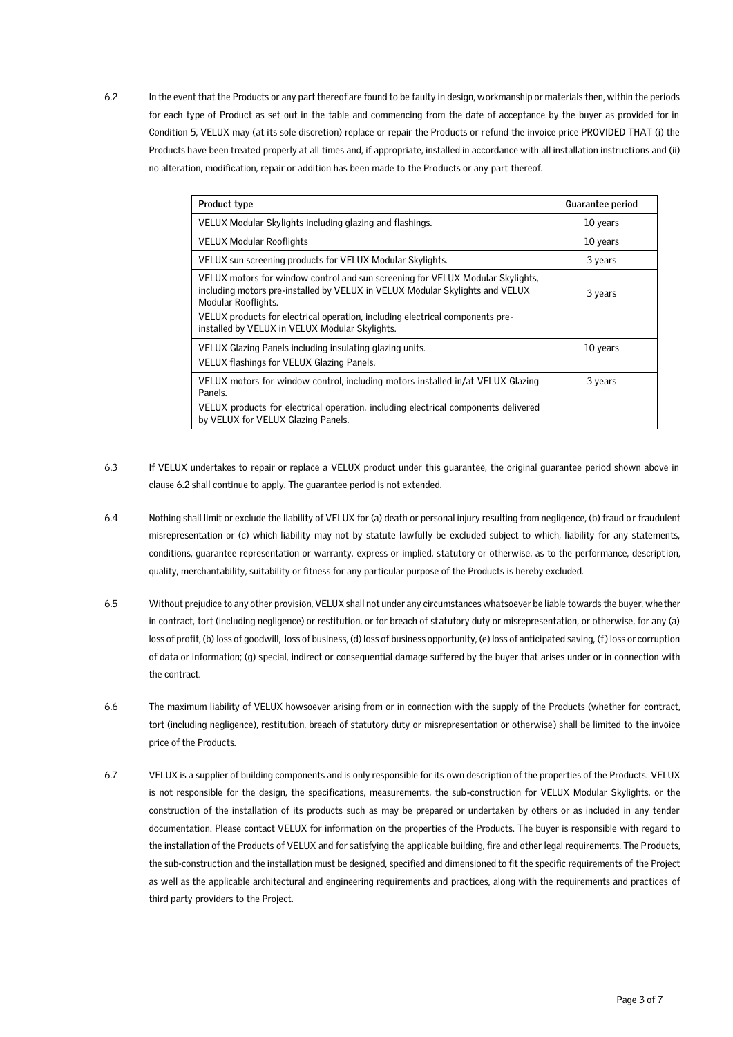6.2 In the event that the Products or any part thereof are found to be faulty in design, workmanship or materials then, within the periods for each type of Product as set out in the table and commencing from the date of acceptance by the buyer as provided for in Condition 5, VELUX may (at its sole discretion) replace or repair the Products or refund the invoice price PROVIDED THAT (i) the Products have been treated properly at all times and, if appropriate, installed in accordance with all installation instructions and (ii) no alteration, modification, repair or addition has been made to the Products or any part thereof.

| Product type | Guarantee period |
| --- | --- |
| VELUX Modular Skylights including glazing and flashings. | 10 years |
| VELUX Modular Rooflights | 10 years |
| VELUX sun screening products for VELUX Modular Skylights. | 3 years |
| VELUX motors for window control and sun screening for VELUX Modular Skylights, including motors pre-installed by VELUX in VELUX Modular Skylights and VELUX Modular Rooflights.<br>VELUX products for electrical operation, including electrical components pre-installed by VELUX in VELUX Modular Skylights. | 3 years |
| VELUX Glazing Panels including insulating glazing units.<br>VELUX flashings for VELUX Glazing Panels. | 10 years |
| VELUX motors for window control, including motors installed in/at VELUX Glazing Panels.<br>VELUX products for electrical operation, including electrical components delivered by VELUX for VELUX Glazing Panels. | 3 years |

6.3 If VELUX undertakes to repair or replace a VELUX product under this guarantee, the original guarantee period shown above in clause 6.2 shall continue to apply. The guarantee period is not extended.

6.4 Nothing shall limit or exclude the liability of VELUX for (a) death or personal injury resulting from negligence, (b) fraud or fraudulent misrepresentation or (c) which liability may not by statute lawfully be excluded subject to which, liability for any statements, conditions, guarantee representation or warranty, express or implied, statutory or otherwise, as to the performance, description, quality, merchantability, suitability or fitness for any particular purpose of the Products is hereby excluded.

6.5 Without prejudice to any other provision, VELUX shall not under any circumstances whatsoever be liable towards the buyer, whether in contract, tort (including negligence) or restitution, or for breach of statutory duty or misrepresentation, or otherwise, for any (a) loss of profit, (b) loss of goodwill, loss of business, (d) loss of business opportunity, (e) loss of anticipated saving, (f) loss or corruption of data or information; (g) special, indirect or consequential damage suffered by the buyer that arises under or in connection with the contract.

6.6 The maximum liability of VELUX howsoever arising from or in connection with the supply of the Products (whether for contract, tort (including negligence), restitution, breach of statutory duty or misrepresentation or otherwise) shall be limited to the invoice price of the Products.

6.7 VELUX is a supplier of building components and is only responsible for its own description of the properties of the Products. VELUX is not responsible for the design, the specifications, measurements, the sub-construction for VELUX Modular Skylights, or the construction of the installation of its products such as may be prepared or undertaken by others or as included in any tender documentation. Please contact VELUX for information on the properties of the Products. The buyer is responsible with regard to the installation of the Products of VELUX and for satisfying the applicable building, fire and other legal requirements. The Products, the sub-construction and the installation must be designed, specified and dimensioned to fit the specific requirements of the Project as well as the applicable architectural and engineering requirements and practices, along with the requirements and practices of third party providers to the Project.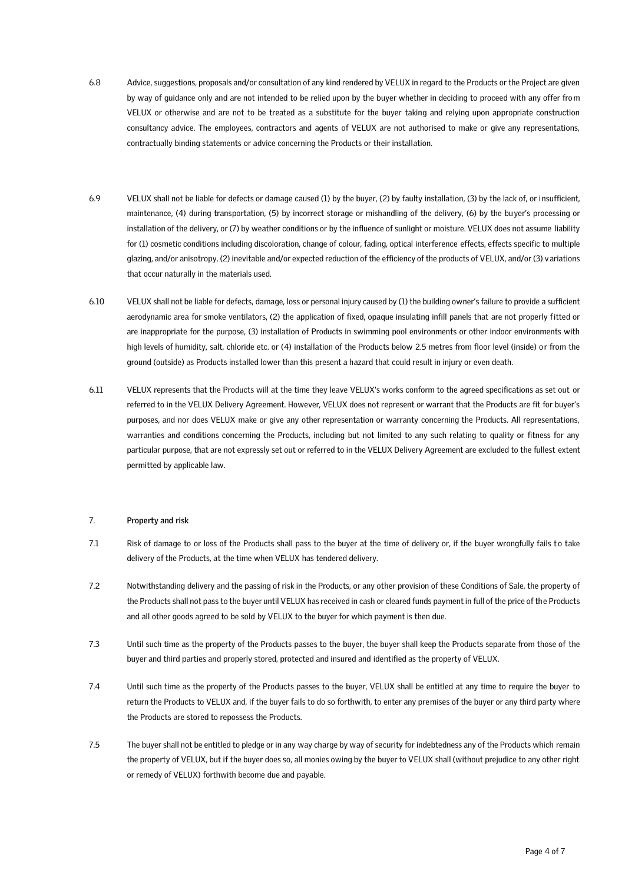6.8 Advice, suggestions, proposals and/or consultation of any kind rendered by VELUX in regard to the Products or the Project are given by way of guidance only and are not intended to be relied upon by the buyer whether in deciding to proceed with any offer from VELUX or otherwise and are not to be treated as a substitute for the buyer taking and relying upon appropriate construction consultancy advice. The employees, contractors and agents of VELUX are not authorised to make or give any representations, contractually binding statements or advice concerning the Products or their installation.

6.9 VELUX shall not be liable for defects or damage caused (1) by the buyer, (2) by faulty installation, (3) by the lack of, or insufficient, maintenance, (4) during transportation, (5) by incorrect storage or mishandling of the delivery, (6) by the buyer's processing or installation of the delivery, or (7) by weather conditions or by the influence of sunlight or moisture. VELUX does not assume liability for (1) cosmetic conditions including discoloration, change of colour, fading, optical interference effects, effects specific to multiple glazing, and/or anisotropy, (2) inevitable and/or expected reduction of the efficiency of the products of VELUX, and/or (3) variations that occur naturally in the materials used.

6.10 VELUX shall not be liable for defects, damage, loss or personal injury caused by (1) the building owner's failure to provide a sufficient aerodynamic area for smoke ventilators, (2) the application of fixed, opaque insulating infill panels that are not properly fitted or are inappropriate for the purpose, (3) installation of Products in swimming pool environments or other indoor environments with high levels of humidity, salt, chloride etc. or (4) installation of the Products below 2.5 metres from floor level (inside) or from the ground (outside) as Products installed lower than this present a hazard that could result in injury or even death.

6.11 VELUX represents that the Products will at the time they leave VELUX's works conform to the agreed specifications as set out or referred to in the VELUX Delivery Agreement. However, VELUX does not represent or warrant that the Products are fit for buyer's purposes, and nor does VELUX make or give any other representation or warranty concerning the Products. All representations, warranties and conditions concerning the Products, including but not limited to any such relating to quality or fitness for any particular purpose, that are not expressly set out or referred to in the VELUX Delivery Agreement are excluded to the fullest extent permitted by applicable law.

## 7. **Property and risk**

7.1 Risk of damage to or loss of the Products shall pass to the buyer at the time of delivery or, if the buyer wrongfully fails to take delivery of the Products, at the time when VELUX has tendered delivery.

7.2 Notwithstanding delivery and the passing of risk in the Products, or any other provision of these Conditions of Sale, the property of the Products shall not pass to the buyer until VELUX has received in cash or cleared funds payment in full of the price of the Products and all other goods agreed to be sold by VELUX to the buyer for which payment is then due.

7.3 Until such time as the property of the Products passes to the buyer, the buyer shall keep the Products separate from those of the buyer and third parties and properly stored, protected and insured and identified as the property of VELUX.

7.4 Until such time as the property of the Products passes to the buyer, VELUX shall be entitled at any time to require the buyer to return the Products to VELUX and, if the buyer fails to do so forthwith, to enter any premises of the buyer or any third party where the Products are stored to repossess the Products.

7.5 The buyer shall not be entitled to pledge or in any way charge by way of security for indebtedness any of the Products which remain the property of VELUX, but if the buyer does so, all monies owing by the buyer to VELUX shall (without prejudice to any other right or remedy of VELUX) forthwith become due and payable.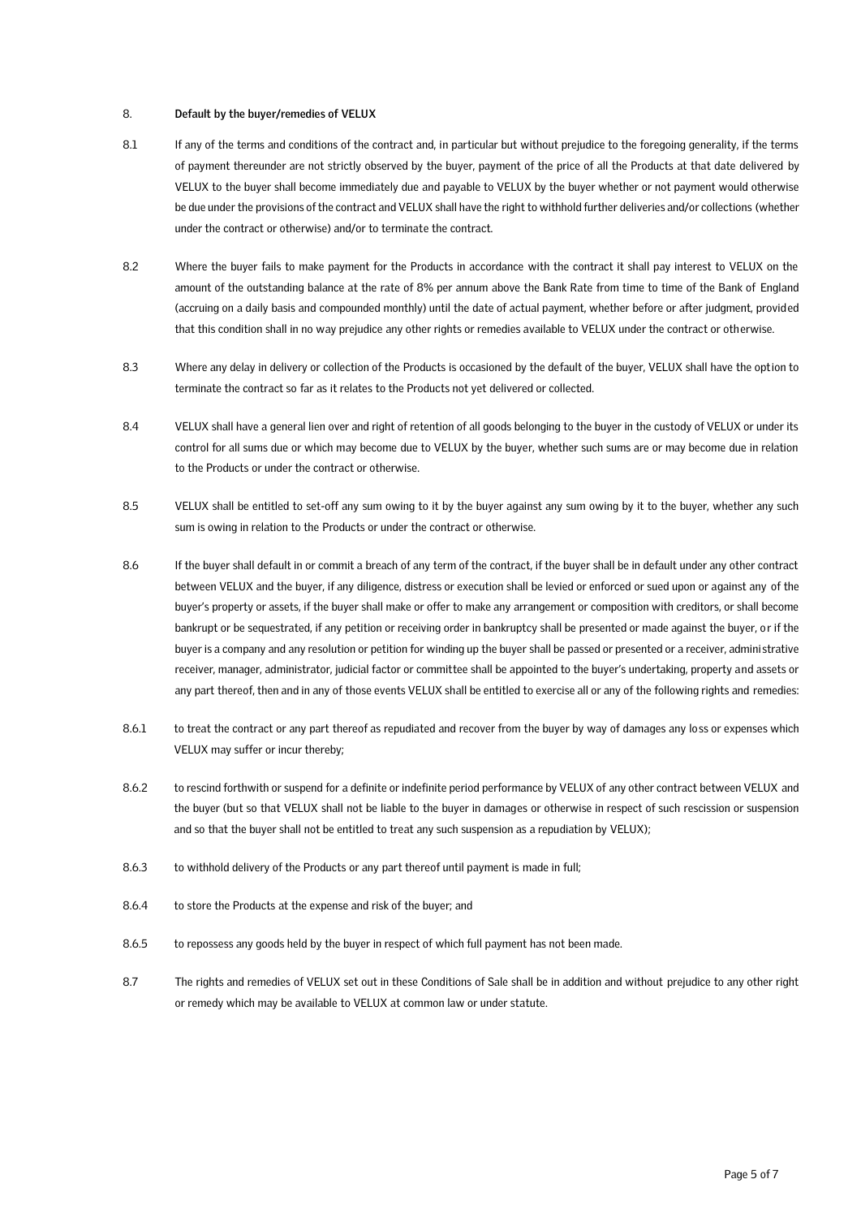## 8. Default by the buyer/remedies of VELUX

8.1 If any of the terms and conditions of the contract and, in particular but without prejudice to the foregoing generality, if the terms of payment thereunder are not strictly observed by the buyer, payment of the price of all the Products at that date delivered by VELUX to the buyer shall become immediately due and payable to VELUX by the buyer whether or not payment would otherwise be due under the provisions of the contract and VELUX shall have the right to withhold further deliveries and/or collections (whether under the contract or otherwise) and/or to terminate the contract.

8.2 Where the buyer fails to make payment for the Products in accordance with the contract it shall pay interest to VELUX on the amount of the outstanding balance at the rate of 8% per annum above the Bank Rate from time to time of the Bank of England (accruing on a daily basis and compounded monthly) until the date of actual payment, whether before or after judgment, provided that this condition shall in no way prejudice any other rights or remedies available to VELUX under the contract or otherwise.

8.3 Where any delay in delivery or collection of the Products is occasioned by the default of the buyer, VELUX shall have the option to terminate the contract so far as it relates to the Products not yet delivered or collected.

8.4 VELUX shall have a general lien over and right of retention of all goods belonging to the buyer in the custody of VELUX or under its control for all sums due or which may become due to VELUX by the buyer, whether such sums are or may become due in relation to the Products or under the contract or otherwise.

8.5 VELUX shall be entitled to set-off any sum owing to it by the buyer against any sum owing by it to the buyer, whether any such sum is owing in relation to the Products or under the contract or otherwise.

8.6 If the buyer shall default in or commit a breach of any term of the contract, if the buyer shall be in default under any other contract between VELUX and the buyer, if any diligence, distress or execution shall be levied or enforced or sued upon or against any of the buyer's property or assets, if the buyer shall make or offer to make any arrangement or composition with creditors, or shall become bankrupt or be sequestrated, if any petition or receiving order in bankruptcy shall be presented or made against the buyer, or if the buyer is a company and any resolution or petition for winding up the buyer shall be passed or presented or a receiver, administrative receiver, manager, administrator, judicial factor or committee shall be appointed to the buyer's undertaking, property and assets or any part thereof, then and in any of those events VELUX shall be entitled to exercise all or any of the following rights and remedies:

8.6.1 to treat the contract or any part thereof as repudiated and recover from the buyer by way of damages any loss or expenses which VELUX may suffer or incur thereby;

8.6.2 to rescind forthwith or suspend for a definite or indefinite period performance by VELUX of any other contract between VELUX and the buyer (but so that VELUX shall not be liable to the buyer in damages or otherwise in respect of such rescission or suspension and so that the buyer shall not be entitled to treat any such suspension as a repudiation by VELUX);

8.6.3 to withhold delivery of the Products or any part thereof until payment is made in full;

8.6.4 to store the Products at the expense and risk of the buyer; and

8.6.5 to repossess any goods held by the buyer in respect of which full payment has not been made.

8.7 The rights and remedies of VELUX set out in these Conditions of Sale shall be in addition and without prejudice to any other right or remedy which may be available to VELUX at common law or under statute.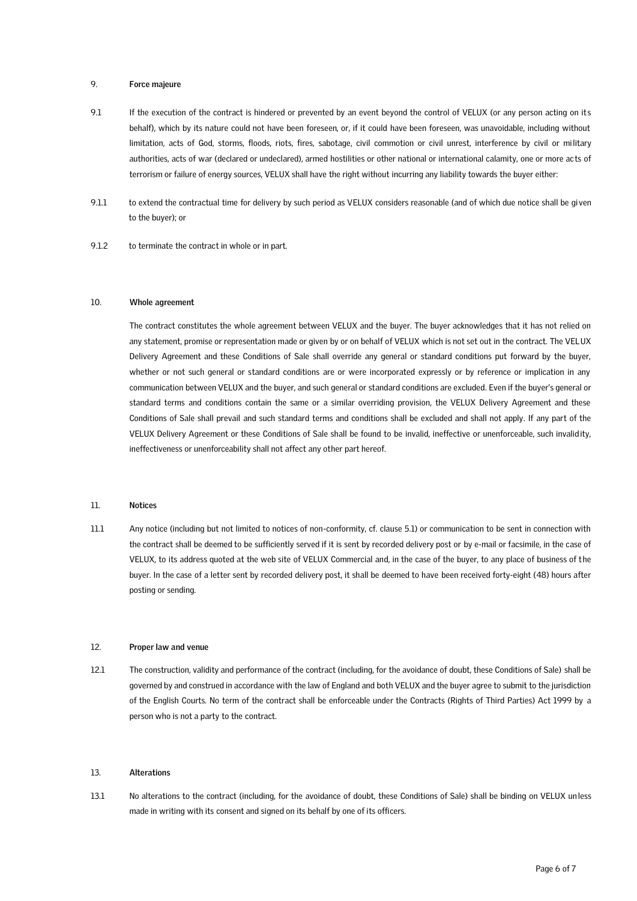## 9. Force majeure

9.1 If the execution of the contract is hindered or prevented by an event beyond the control of VELUX (or any person acting on its behalf), which by its nature could not have been foreseen, or, if it could have been foreseen, was unavoidable, including without limitation, acts of God, storms, floods, riots, fires, sabotage, civil commotion or civil unrest, interference by civil or military authorities, acts of war (declared or undeclared), armed hostilities or other national or international calamity, one or more acts of terrorism or failure of energy sources, VELUX shall have the right without incurring any liability towards the buyer either:

9.1.1 to extend the contractual time for delivery by such period as VELUX considers reasonable (and of which due notice shall be given to the buyer); or

9.1.2 to terminate the contract in whole or in part.

## 10. Whole agreement

The contract constitutes the whole agreement between VELUX and the buyer. The buyer acknowledges that it has not relied on any statement, promise or representation made or given by or on behalf of VELUX which is not set out in the contract. The VELUX Delivery Agreement and these Conditions of Sale shall override any general or standard conditions put forward by the buyer, whether or not such general or standard conditions are or were incorporated expressly or by reference or implication in any communication between VELUX and the buyer, and such general or standard conditions are excluded. Even if the buyer's general or standard terms and conditions contain the same or a similar overriding provision, the VELUX Delivery Agreement and these Conditions of Sale shall prevail and such standard terms and conditions shall be excluded and shall not apply. If any part of the VELUX Delivery Agreement or these Conditions of Sale shall be found to be invalid, ineffective or unenforceable, such invalidity, ineffectiveness or unenforceability shall not affect any other part hereof.

## 11. Notices

11.1 Any notice (including but not limited to notices of non-conformity, cf. clause 5.1) or communication to be sent in connection with the contract shall be deemed to be sufficiently served if it is sent by recorded delivery post or by e-mail or facsimile, in the case of VELUX, to its address quoted at the web site of VELUX Commercial and, in the case of the buyer, to any place of business of the buyer. In the case of a letter sent by recorded delivery post, it shall be deemed to have been received forty-eight (48) hours after posting or sending.

## 12. Proper law and venue

12.1 The construction, validity and performance of the contract (including, for the avoidance of doubt, these Conditions of Sale) shall be governed by and construed in accordance with the law of England and both VELUX and the buyer agree to submit to the jurisdiction of the English Courts. No term of the contract shall be enforceable under the Contracts (Rights of Third Parties) Act 1999 by a person who is not a party to the contract.

## 13. Alterations

13.1 No alterations to the contract (including, for the avoidance of doubt, these Conditions of Sale) shall be binding on VELUX unless made in writing with its consent and signed on its behalf by one of its officers.